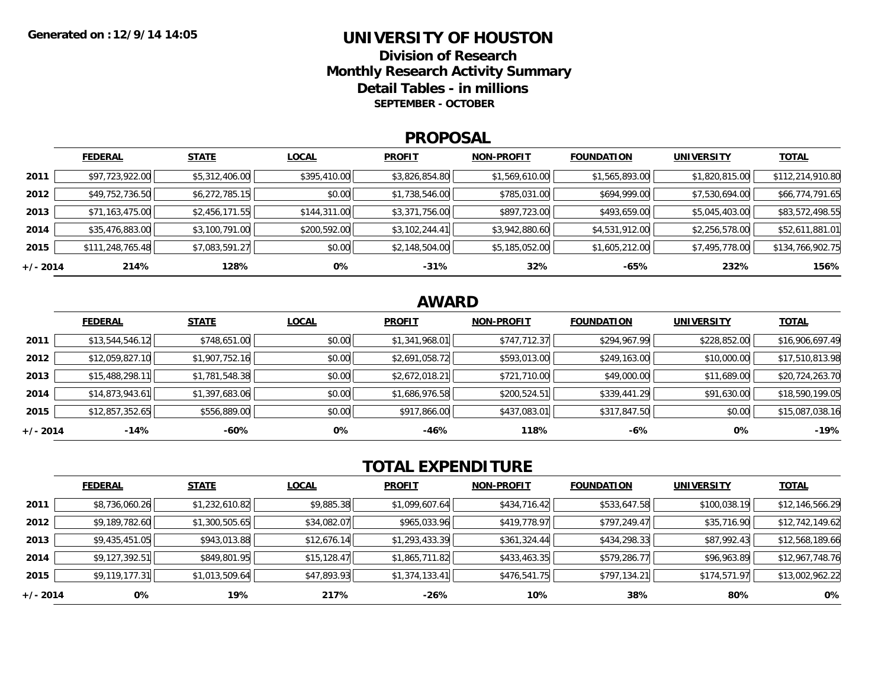**Generated on :12/9/14 14:05**

# UNIVERSITY OF HOUSTON

## Division of Research

## Monthly Research Activity Summary

## Detail Tables - in millions

**SEPTEMBER - OCTOBER**

## PROPOSAL

| | FEDERAL | STATE | LOCAL | PROFIT | NON-PROFIT | FOUNDATION | UNIVERSITY | TOTAL |
|---|---|---|---|---|---|---|---|---|
| **2011** | $97,723,922.00 | $5,312,406.00 | $395,410.00 | $3,826,854.80 | $1,569,610.00 | $1,565,893.00 | $1,820,815.00 | $112,214,910.80 |
| **2012** | $49,752,736.50 | $6,272,785.15 | $0.00 | $1,738,546.00 | $785,031.00 | $694,999.00 | $7,530,694.00 | $66,774,791.65 |
| **2013** | $71,163,475.00 | $2,456,171.55 | $144,311.00 | $3,371,756.00 | $897,723.00 | $493,659.00 | $5,045,403.00 | $83,572,498.55 |
| **2014** | $35,476,883.00 | $3,100,791.00 | $200,592.00 | $3,102,244.41 | $3,942,880.60 | $4,531,912.00 | $2,256,578.00 | $52,611,881.01 |
| **2015** | $111,248,765.48 | $7,083,591.27 | $0.00 | $2,148,504.00 | $5,185,052.00 | $1,605,212.00 | $7,495,778.00 | $134,766,902.75 |
| **+/- 2014** | **214%** | **128%** | **0%** | **-31%** | **32%** | **-65%** | **232%** | **156%** |

## AWARD

| | FEDERAL | STATE | LOCAL | PROFIT | NON-PROFIT | FOUNDATION | UNIVERSITY | TOTAL |
|---|---|---|---|---|---|---|---|---|
| **2011** | $13,544,546.12 | $748,651.00 | $0.00 | $1,341,968.01 | $747,712.37 | $294,967.99 | $228,852.00 | $16,906,697.49 |
| **2012** | $12,059,827.10 | $1,907,752.16 | $0.00 | $2,691,058.72 | $593,013.00 | $249,163.00 | $10,000.00 | $17,510,813.98 |
| **2013** | $15,488,298.11 | $1,781,548.38 | $0.00 | $2,672,018.21 | $721,710.00 | $49,000.00 | $11,689.00 | $20,724,263.70 |
| **2014** | $14,873,943.61 | $1,397,683.06 | $0.00 | $1,686,976.58 | $200,524.51 | $339,441.29 | $91,630.00 | $18,590,199.05 |
| **2015** | $12,857,352.65 | $556,889.00 | $0.00 | $917,866.00 | $437,083.01 | $317,847.50 | $0.00 | $15,087,038.16 |
| **+/- 2014** | **-14%** | **-60%** | **0%** | **-46%** | **118%** | **-6%** | **0%** | **-19%** |

## TOTAL EXPENDITURE

| | FEDERAL | STATE | LOCAL | PROFIT | NON-PROFIT | FOUNDATION | UNIVERSITY | TOTAL |
|---|---|---|---|---|---|---|---|---|
| **2011** | $8,736,060.26 | $1,232,610.82 | $9,885.38 | $1,099,607.64 | $434,716.42 | $533,647.58 | $100,038.19 | $12,146,566.29 |
| **2012** | $9,189,782.60 | $1,300,505.65 | $34,082.07 | $965,033.96 | $419,778.97 | $797,249.47 | $35,716.90 | $12,742,149.62 |
| **2013** | $9,435,451.05 | $943,013.88 | $12,676.14 | $1,293,433.39 | $361,324.44 | $434,298.33 | $87,992.43 | $12,568,189.66 |
| **2014** | $9,127,392.51 | $849,801.95 | $15,128.47 | $1,865,711.82 | $433,463.35 | $579,286.77 | $96,963.89 | $12,967,748.76 |
| **2015** | $9,119,177.31 | $1,013,509.64 | $47,893.93 | $1,374,133.41 | $476,541.75 | $797,134.21 | $174,571.97 | $13,002,962.22 |
| **+/- 2014** | **0%** | **19%** | **217%** | **-26%** | **10%** | **38%** | **80%** | **0%** |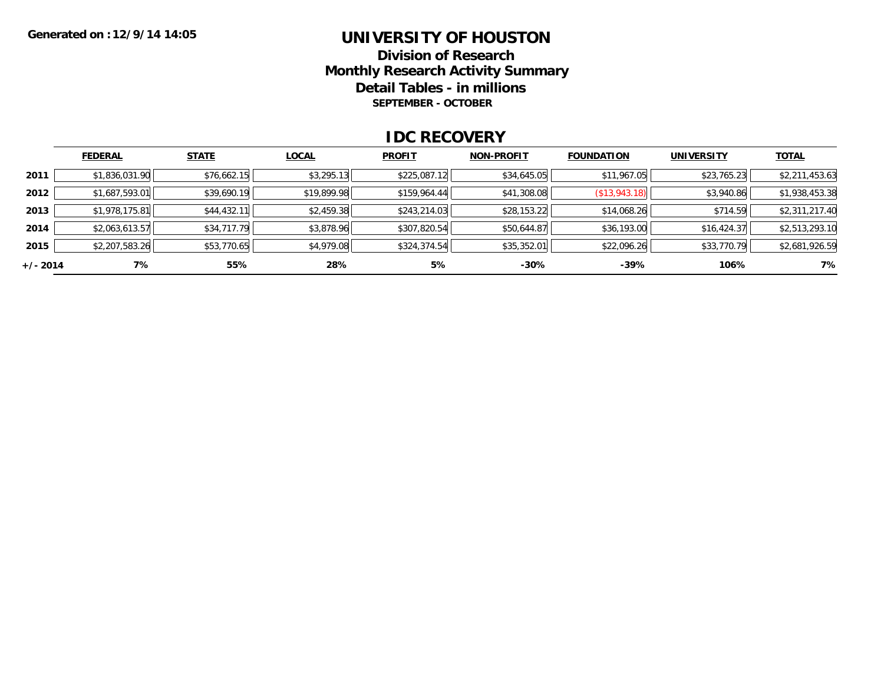Generated on : 12/9/14 14:05

# UNIVERSITY OF HOUSTON

## Division of Research
## Monthly Research Activity Summary
## Detail Tables - in millions

**SEPTEMBER - OCTOBER**

## IDC RECOVERY

| | FEDERAL | STATE | LOCAL | PROFIT | NON-PROFIT | FOUNDATION | UNIVERSITY | TOTAL |
|---|---|---|---|---|---|---|---|---|
| **2011** | $1,836,031.90 | $76,662.15 | $3,295.13 | $225,087.12 | $34,645.05 | $11,967.05 | $23,765.23 | $2,211,453.63 |
| **2012** | $1,687,593.01 | $39,690.19 | $19,899.98 | $159,964.44 | $41,308.08 | ($13,943.18) | $3,940.86 | $1,938,453.38 |
| **2013** | $1,978,175.81 | $44,432.11 | $2,459.38 | $243,214.03 | $28,153.22 | $14,068.26 | $714.59 | $2,311,217.40 |
| **2014** | $2,063,613.57 | $34,717.79 | $3,878.96 | $307,820.54 | $50,644.87 | $36,193.00 | $16,424.37 | $2,513,293.10 |
| **2015** | $2,207,583.26 | $53,770.65 | $4,979.08 | $324,374.54 | $35,352.01 | $22,096.26 | $33,770.79 | $2,681,926.59 |
| **+/- 2014** | **7%** | **55%** | **28%** | **5%** | **-30%** | **-39%** | **106%** | **7%** |